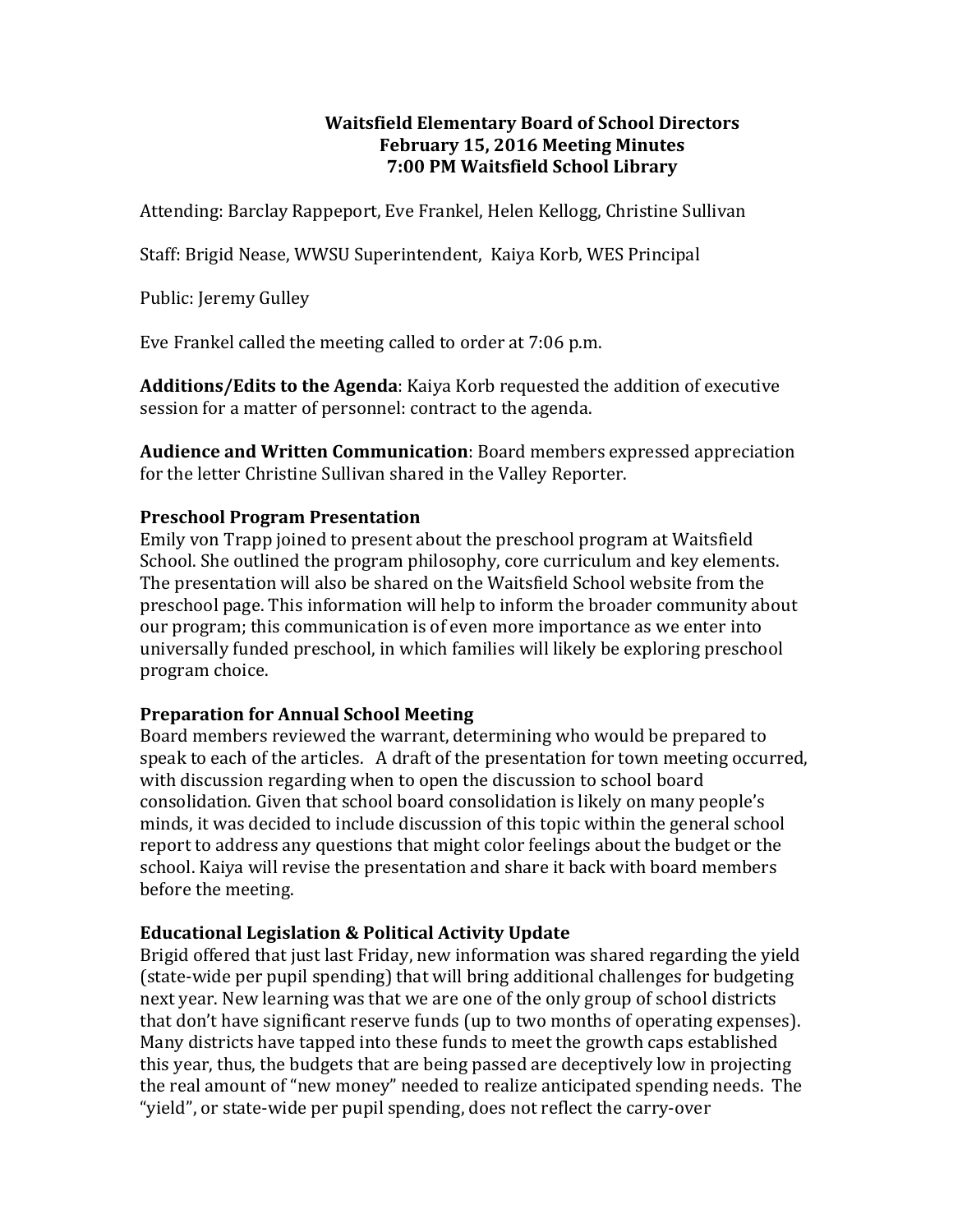**Waitsfield Elementary Board of School Directors**
**February 15, 2016 Meeting Minutes**
**7:00 PM Waitsfield School Library**

Attending: Barclay Rappeport, Eve Frankel, Helen Kellogg, Christine Sullivan

Staff: Brigid Nease, WWSU Superintendent, Kaiya Korb, WES Principal

Public: Jeremy Gulley

Eve Frankel called the meeting called to order at 7:06 p.m.

**Additions/Edits to the Agenda**: Kaiya Korb requested the addition of executive session for a matter of personnel: contract to the agenda.

**Audience and Written Communication**: Board members expressed appreciation for the letter Christine Sullivan shared in the Valley Reporter.

**Preschool Program Presentation**

Emily von Trapp joined to present about the preschool program at Waitsfield School. She outlined the program philosophy, core curriculum and key elements. The presentation will also be shared on the Waitsfield School website from the preschool page. This information will help to inform the broader community about our program; this communication is of even more importance as we enter into universally funded preschool, in which families will likely be exploring preschool program choice.

**Preparation for Annual School Meeting**

Board members reviewed the warrant, determining who would be prepared to speak to each of the articles. A draft of the presentation for town meeting occurred, with discussion regarding when to open the discussion to school board consolidation. Given that school board consolidation is likely on many people's minds, it was decided to include discussion of this topic within the general school report to address any questions that might color feelings about the budget or the school. Kaiya will revise the presentation and share it back with board members before the meeting.

**Educational Legislation & Political Activity Update**

Brigid offered that just last Friday, new information was shared regarding the yield (state-wide per pupil spending) that will bring additional challenges for budgeting next year. New learning was that we are one of the only group of school districts that don't have significant reserve funds (up to two months of operating expenses). Many districts have tapped into these funds to meet the growth caps established this year, thus, the budgets that are being passed are deceptively low in projecting the real amount of "new money" needed to realize anticipated spending needs. The "yield", or state-wide per pupil spending, does not reflect the carry-over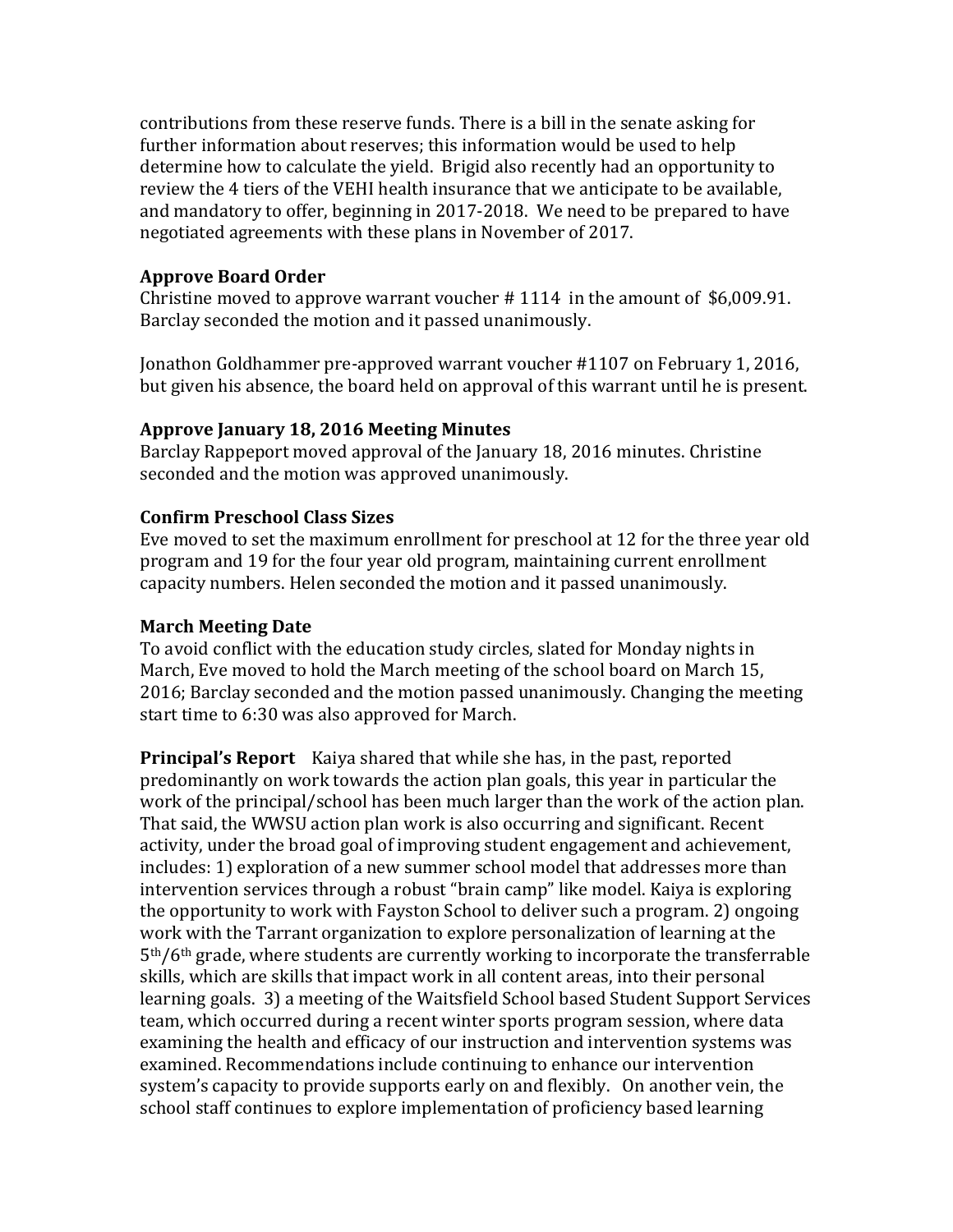contributions from these reserve funds. There is a bill in the senate asking for further information about reserves; this information would be used to help determine how to calculate the yield. Brigid also recently had an opportunity to review the 4 tiers of the VEHI health insurance that we anticipate to be available, and mandatory to offer, beginning in 2017-2018. We need to be prepared to have negotiated agreements with these plans in November of 2017.

**Approve Board Order**

Christine moved to approve warrant voucher # 1114 in the amount of $6,009.91. Barclay seconded the motion and it passed unanimously.

Jonathon Goldhammer pre-approved warrant voucher #1107 on February 1, 2016, but given his absence, the board held on approval of this warrant until he is present.

**Approve January 18, 2016 Meeting Minutes**

Barclay Rappeport moved approval of the January 18, 2016 minutes. Christine seconded and the motion was approved unanimously.

**Confirm Preschool Class Sizes**

Eve moved to set the maximum enrollment for preschool at 12 for the three year old program and 19 for the four year old program, maintaining current enrollment capacity numbers. Helen seconded the motion and it passed unanimously.

**March Meeting Date**

To avoid conflict with the education study circles, slated for Monday nights in March, Eve moved to hold the March meeting of the school board on March 15, 2016; Barclay seconded and the motion passed unanimously. Changing the meeting start time to 6:30 was also approved for March.

**Principal's Report** Kaiya shared that while she has, in the past, reported predominantly on work towards the action plan goals, this year in particular the work of the principal/school has been much larger than the work of the action plan. That said, the WWSU action plan work is also occurring and significant. Recent activity, under the broad goal of improving student engagement and achievement, includes: 1) exploration of a new summer school model that addresses more than intervention services through a robust "brain camp" like model. Kaiya is exploring the opportunity to work with Fayston School to deliver such a program. 2) ongoing work with the Tarrant organization to explore personalization of learning at the 5th/6th grade, where students are currently working to incorporate the transferrable skills, which are skills that impact work in all content areas, into their personal learning goals. 3) a meeting of the Waitsfield School based Student Support Services team, which occurred during a recent winter sports program session, where data examining the health and efficacy of our instruction and intervention systems was examined. Recommendations include continuing to enhance our intervention system's capacity to provide supports early on and flexibly. On another vein, the school staff continues to explore implementation of proficiency based learning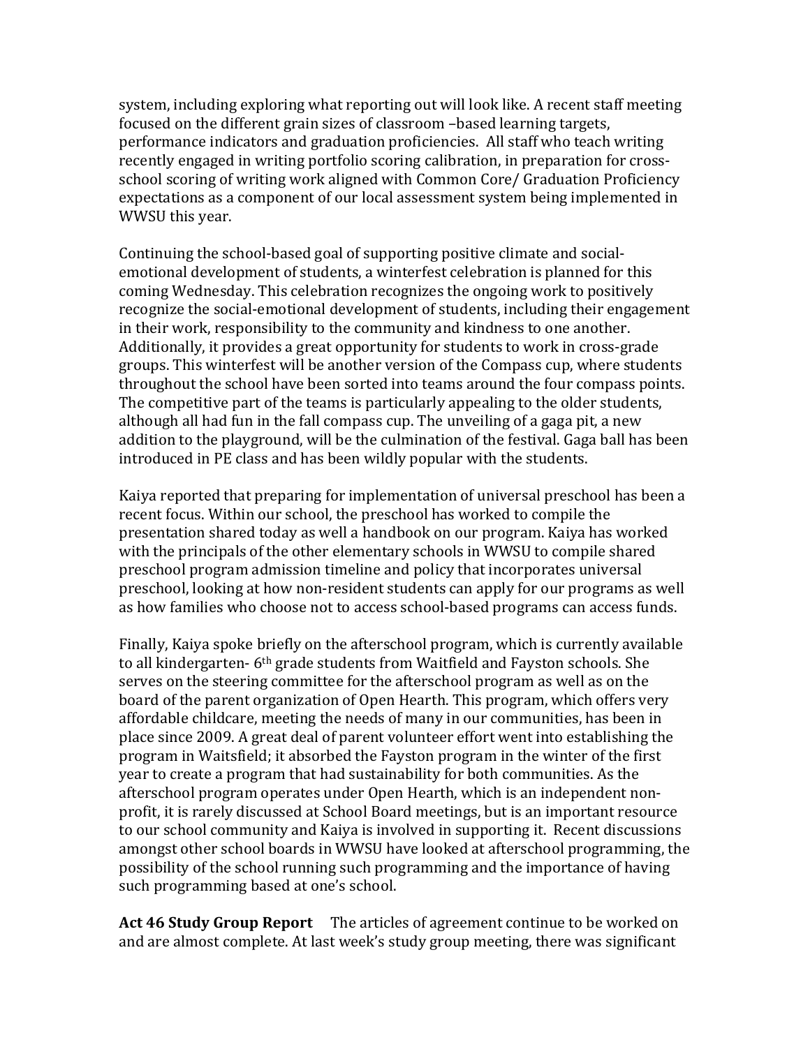system, including exploring what reporting out will look like. A recent staff meeting focused on the different grain sizes of classroom –based learning targets, performance indicators and graduation proficiencies. All staff who teach writing recently engaged in writing portfolio scoring calibration, in preparation for cross-school scoring of writing work aligned with Common Core/ Graduation Proficiency expectations as a component of our local assessment system being implemented in WWSU this year.

Continuing the school-based goal of supporting positive climate and social-emotional development of students, a winterfest celebration is planned for this coming Wednesday. This celebration recognizes the ongoing work to positively recognize the social-emotional development of students, including their engagement in their work, responsibility to the community and kindness to one another. Additionally, it provides a great opportunity for students to work in cross-grade groups. This winterfest will be another version of the Compass cup, where students throughout the school have been sorted into teams around the four compass points. The competitive part of the teams is particularly appealing to the older students, although all had fun in the fall compass cup. The unveiling of a gaga pit, a new addition to the playground, will be the culmination of the festival. Gaga ball has been introduced in PE class and has been wildly popular with the students.

Kaiya reported that preparing for implementation of universal preschool has been a recent focus. Within our school, the preschool has worked to compile the presentation shared today as well a handbook on our program. Kaiya has worked with the principals of the other elementary schools in WWSU to compile shared preschool program admission timeline and policy that incorporates universal preschool, looking at how non-resident students can apply for our programs as well as how families who choose not to access school-based programs can access funds.

Finally, Kaiya spoke briefly on the afterschool program, which is currently available to all kindergarten- 6th grade students from Waitfield and Fayston schools. She serves on the steering committee for the afterschool program as well as on the board of the parent organization of Open Hearth. This program, which offers very affordable childcare, meeting the needs of many in our communities, has been in place since 2009. A great deal of parent volunteer effort went into establishing the program in Waitsfield; it absorbed the Fayston program in the winter of the first year to create a program that had sustainability for both communities. As the afterschool program operates under Open Hearth, which is an independent non-profit, it is rarely discussed at School Board meetings, but is an important resource to our school community and Kaiya is involved in supporting it. Recent discussions amongst other school boards in WWSU have looked at afterschool programming, the possibility of the school running such programming and the importance of having such programming based at one's school.

**Act 46 Study Group Report** The articles of agreement continue to be worked on and are almost complete. At last week's study group meeting, there was significant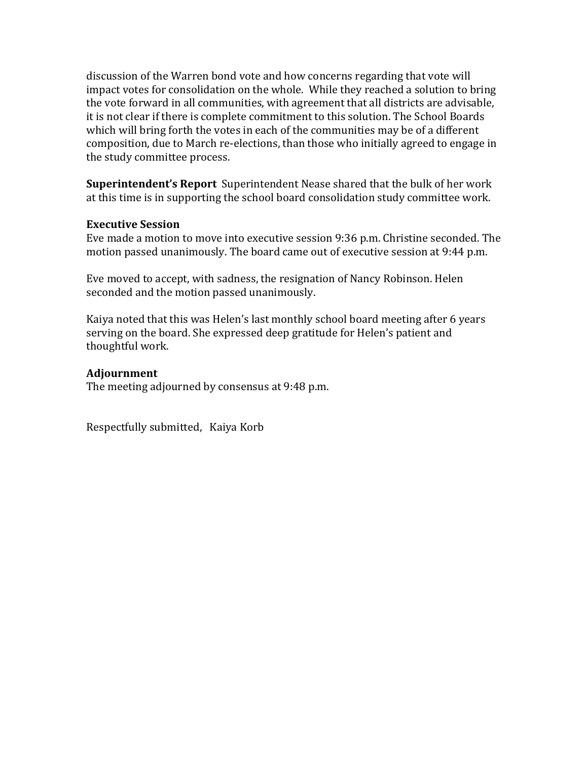discussion of the Warren bond vote and how concerns regarding that vote will impact votes for consolidation on the whole. While they reached a solution to bring the vote forward in all communities, with agreement that all districts are advisable, it is not clear if there is complete commitment to this solution. The School Boards which will bring forth the votes in each of the communities may be of a different composition, due to March re-elections, than those who initially agreed to engage in the study committee process.

**Superintendent's Report** Superintendent Nease shared that the bulk of her work at this time is in supporting the school board consolidation study committee work.

**Executive Session**
Eve made a motion to move into executive session 9:36 p.m. Christine seconded. The motion passed unanimously. The board came out of executive session at 9:44 p.m.

Eve moved to accept, with sadness, the resignation of Nancy Robinson. Helen seconded and the motion passed unanimously.

Kaiya noted that this was Helen's last monthly school board meeting after 6 years serving on the board. She expressed deep gratitude for Helen's patient and thoughtful work.

**Adjournment**
The meeting adjourned by consensus at 9:48 p.m.

Respectfully submitted, Kaiya Korb